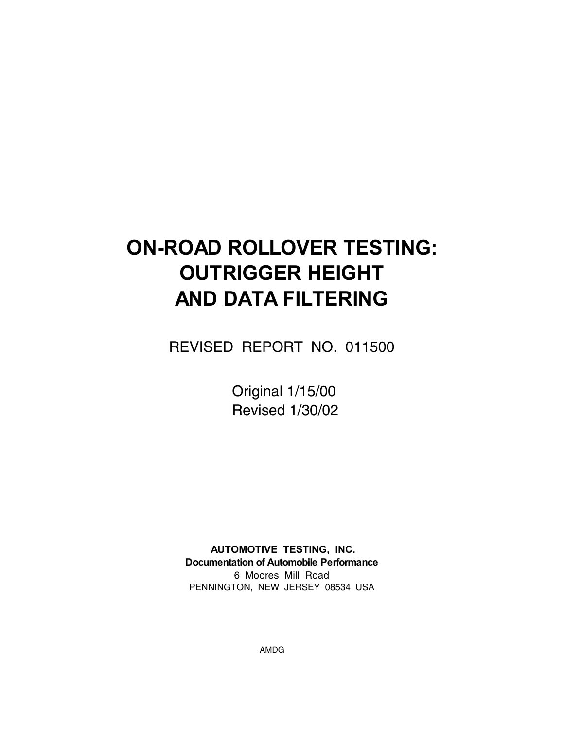# ON-ROAD ROLLOVER TESTING: OUTRIGGER HEIGHT AND DATA FILTERING

REVISED REPORT NO. 011500

Original 1/15/00
Revised 1/30/02

**AUTOMOTIVE TESTING, INC.**
**Documentation of Automobile Performance**
6 Moores Mill Road
PENNINGTON, NEW JERSEY 08534 USA

AMDG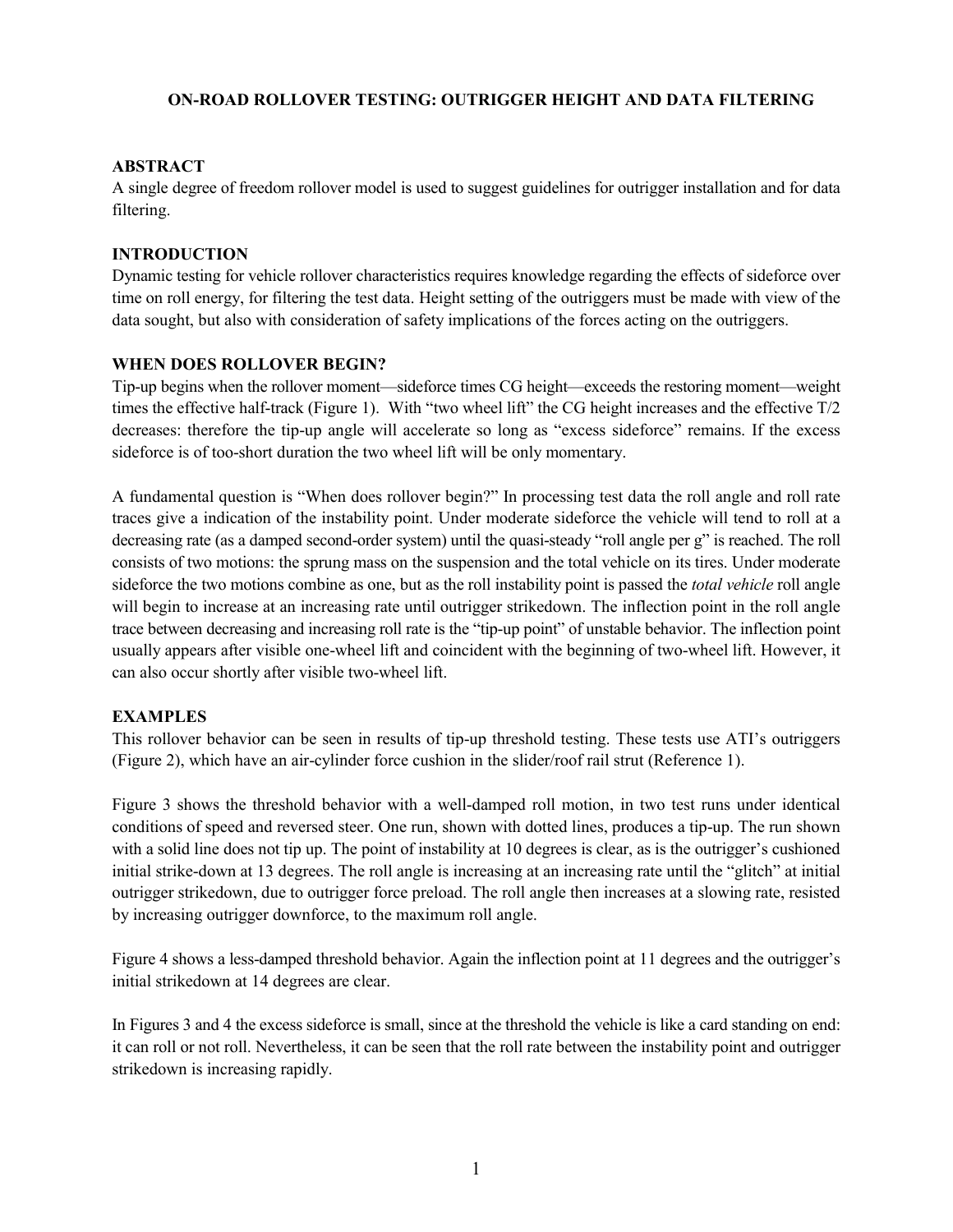**ON-ROAD ROLLOVER TESTING: OUTRIGGER HEIGHT AND DATA FILTERING**

## ABSTRACT

A single degree of freedom rollover model is used to suggest guidelines for outrigger installation and for data filtering.

## INTRODUCTION

Dynamic testing for vehicle rollover characteristics requires knowledge regarding the effects of sideforce over time on roll energy, for filtering the test data. Height setting of the outriggers must be made with view of the data sought, but also with consideration of safety implications of the forces acting on the outriggers.

## WHEN DOES ROLLOVER BEGIN?

Tip-up begins when the rollover moment—sideforce times CG height—exceeds the restoring moment—weight times the effective half-track (Figure 1). With "two wheel lift" the CG height increases and the effective T/2 decreases: therefore the tip-up angle will accelerate so long as "excess sideforce" remains. If the excess sideforce is of too-short duration the two wheel lift will be only momentary.

A fundamental question is "When does rollover begin?" In processing test data the roll angle and roll rate traces give a indication of the instability point. Under moderate sideforce the vehicle will tend to roll at a decreasing rate (as a damped second-order system) until the quasi-steady "roll angle per g" is reached. The roll consists of two motions: the sprung mass on the suspension and the total vehicle on its tires. Under moderate sideforce the two motions combine as one, but as the roll instability point is passed the *total vehicle* roll angle will begin to increase at an increasing rate until outrigger strikedown. The inflection point in the roll angle trace between decreasing and increasing roll rate is the "tip-up point" of unstable behavior. The inflection point usually appears after visible one-wheel lift and coincident with the beginning of two-wheel lift. However, it can also occur shortly after visible two-wheel lift.

## EXAMPLES

This rollover behavior can be seen in results of tip-up threshold testing. These tests use ATI's outriggers (Figure 2), which have an air-cylinder force cushion in the slider/roof rail strut (Reference 1).

Figure 3 shows the threshold behavior with a well-damped roll motion, in two test runs under identical conditions of speed and reversed steer. One run, shown with dotted lines, produces a tip-up. The run shown with a solid line does not tip up. The point of instability at 10 degrees is clear, as is the outrigger's cushioned initial strike-down at 13 degrees. The roll angle is increasing at an increasing rate until the "glitch" at initial outrigger strikedown, due to outrigger force preload. The roll angle then increases at a slowing rate, resisted by increasing outrigger downforce, to the maximum roll angle.

Figure 4 shows a less-damped threshold behavior. Again the inflection point at 11 degrees and the outrigger's initial strikedown at 14 degrees are clear.

In Figures 3 and 4 the excess sideforce is small, since at the threshold the vehicle is like a card standing on end: it can roll or not roll. Nevertheless, it can be seen that the roll rate between the instability point and outrigger strikedown is increasing rapidly.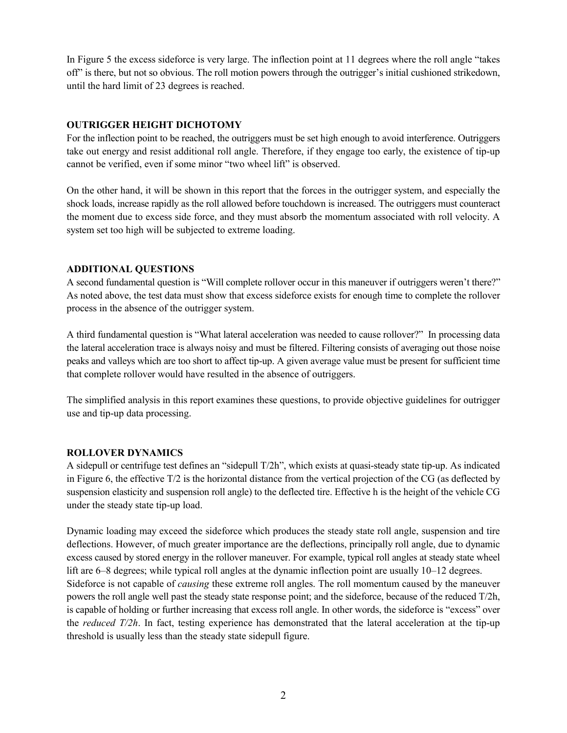In Figure 5 the excess sideforce is very large. The inflection point at 11 degrees where the roll angle "takes off" is there, but not so obvious. The roll motion powers through the outrigger's initial cushioned strikedown, until the hard limit of 23 degrees is reached.

## OUTRIGGER HEIGHT DICHOTOMY

For the inflection point to be reached, the outriggers must be set high enough to avoid interference. Outriggers take out energy and resist additional roll angle. Therefore, if they engage too early, the existence of tip-up cannot be verified, even if some minor "two wheel lift" is observed.

On the other hand, it will be shown in this report that the forces in the outrigger system, and especially the shock loads, increase rapidly as the roll allowed before touchdown is increased. The outriggers must counteract the moment due to excess side force, and they must absorb the momentum associated with roll velocity. A system set too high will be subjected to extreme loading.

## ADDITIONAL QUESTIONS

A second fundamental question is "Will complete rollover occur in this maneuver if outriggers weren't there?" As noted above, the test data must show that excess sideforce exists for enough time to complete the rollover process in the absence of the outrigger system.

A third fundamental question is "What lateral acceleration was needed to cause rollover?" In processing data the lateral acceleration trace is always noisy and must be filtered. Filtering consists of averaging out those noise peaks and valleys which are too short to affect tip-up. A given average value must be present for sufficient time that complete rollover would have resulted in the absence of outriggers.

The simplified analysis in this report examines these questions, to provide objective guidelines for outrigger use and tip-up data processing.

## ROLLOVER DYNAMICS

A sidepull or centrifuge test defines an "sidepull $T/2h$", which exists at quasi-steady state tip-up. As indicated in Figure 6, the effective $T/2$ is the horizontal distance from the vertical projection of the CG (as deflected by suspension elasticity and suspension roll angle) to the deflected tire. Effective h is the height of the vehicle CG under the steady state tip-up load.

Dynamic loading may exceed the sideforce which produces the steady state roll angle, suspension and tire deflections. However, of much greater importance are the deflections, principally roll angle, due to dynamic excess caused by stored energy in the rollover maneuver. For example, typical roll angles at steady state wheel lift are 6–8 degrees; while typical roll angles at the dynamic inflection point are usually 10–12 degrees. Sideforce is not capable of *causing* these extreme roll angles. The roll momentum caused by the maneuver powers the roll angle well past the steady state response point; and the sideforce, because of the reduced $T/2h$, is capable of holding or further increasing that excess roll angle. In other words, the sideforce is "excess" over the *reduced $T/2h$*. In fact, testing experience has demonstrated that the lateral acceleration at the tip-up threshold is usually less than the steady state sidepull figure.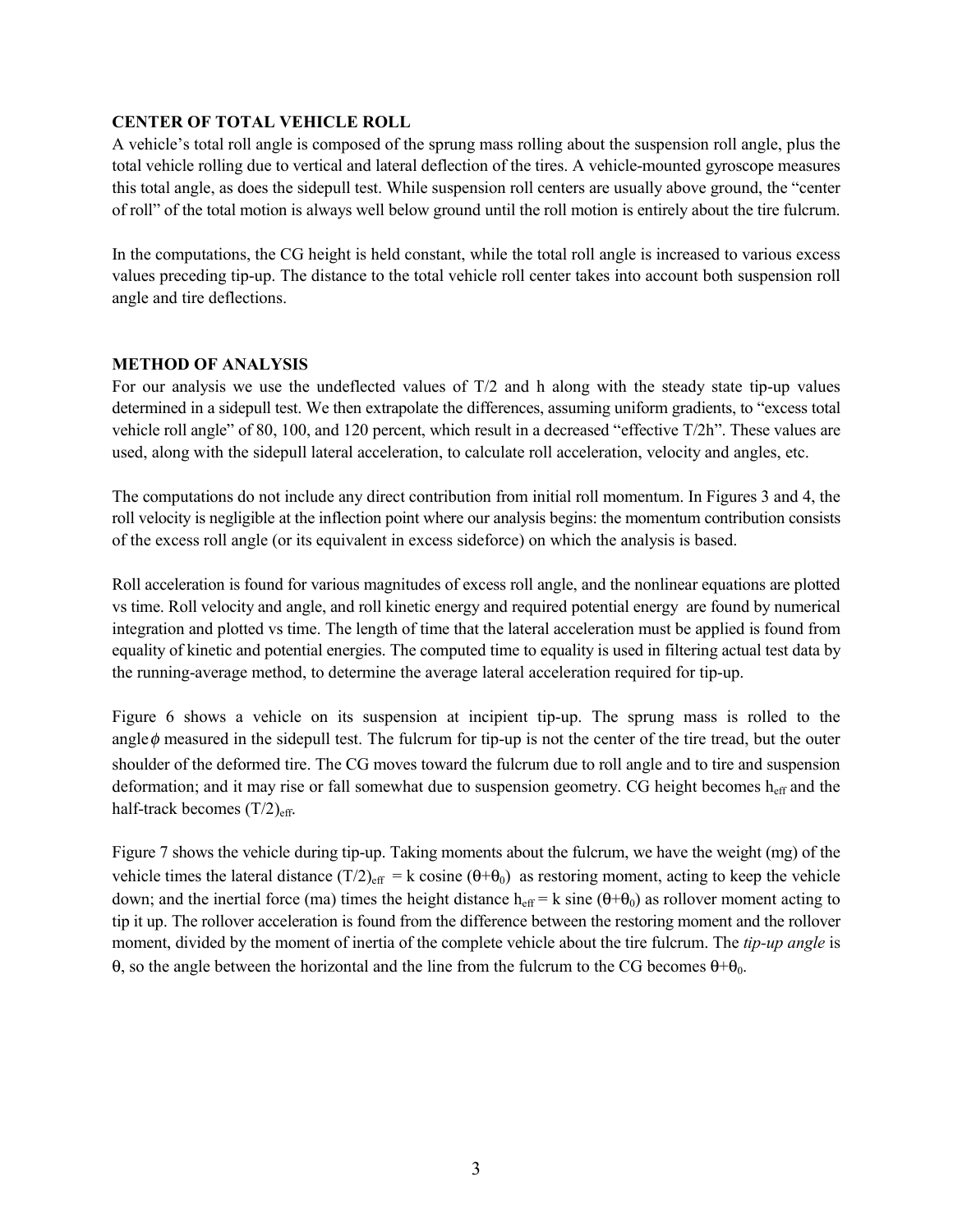## CENTER OF TOTAL VEHICLE ROLL

A vehicle's total roll angle is composed of the sprung mass rolling about the suspension roll angle, plus the total vehicle rolling due to vertical and lateral deflection of the tires. A vehicle-mounted gyroscope measures this total angle, as does the sidepull test. While suspension roll centers are usually above ground, the "center of roll" of the total motion is always well below ground until the roll motion is entirely about the tire fulcrum.

In the computations, the CG height is held constant, while the total roll angle is increased to various excess values preceding tip-up. The distance to the total vehicle roll center takes into account both suspension roll angle and tire deflections.

## METHOD OF ANALYSIS

For our analysis we use the undeflected values of T/2 and h along with the steady state tip-up values determined in a sidepull test. We then extrapolate the differences, assuming uniform gradients, to "excess total vehicle roll angle" of 80, 100, and 120 percent, which result in a decreased "effective T/2h". These values are used, along with the sidepull lateral acceleration, to calculate roll acceleration, velocity and angles, etc.

The computations do not include any direct contribution from initial roll momentum. In Figures 3 and 4, the roll velocity is negligible at the inflection point where our analysis begins: the momentum contribution consists of the excess roll angle (or its equivalent in excess sideforce) on which the analysis is based.

Roll acceleration is found for various magnitudes of excess roll angle, and the nonlinear equations are plotted vs time. Roll velocity and angle, and roll kinetic energy and required potential energy are found by numerical integration and plotted vs time. The length of time that the lateral acceleration must be applied is found from equality of kinetic and potential energies. The computed time to equality is used in filtering actual test data by the running-average method, to determine the average lateral acceleration required for tip-up.

Figure 6 shows a vehicle on its suspension at incipient tip-up. The sprung mass is rolled to the angle $\phi$ measured in the sidepull test. The fulcrum for tip-up is not the center of the tire tread, but the outer shoulder of the deformed tire. The CG moves toward the fulcrum due to roll angle and to tire and suspension deformation; and it may rise or fall somewhat due to suspension geometry. CG height becomes $h_{eff}$ and the half-track becomes $(T/2)_{eff}$.

Figure 7 shows the vehicle during tip-up. Taking moments about the fulcrum, we have the weight (mg) of the vehicle times the lateral distance $(T/2)_{eff}$ = k cosine $(\theta+\theta_0)$ as restoring moment, acting to keep the vehicle down; and the inertial force (ma) times the height distance $h_{eff}$ = k sine $(\theta+\theta_0)$ as rollover moment acting to tip it up. The rollover acceleration is found from the difference between the restoring moment and the rollover moment, divided by the moment of inertia of the complete vehicle about the tire fulcrum. The *tip-up angle* is $\theta$, so the angle between the horizontal and the line from the fulcrum to the CG becomes $\theta+\theta_0$.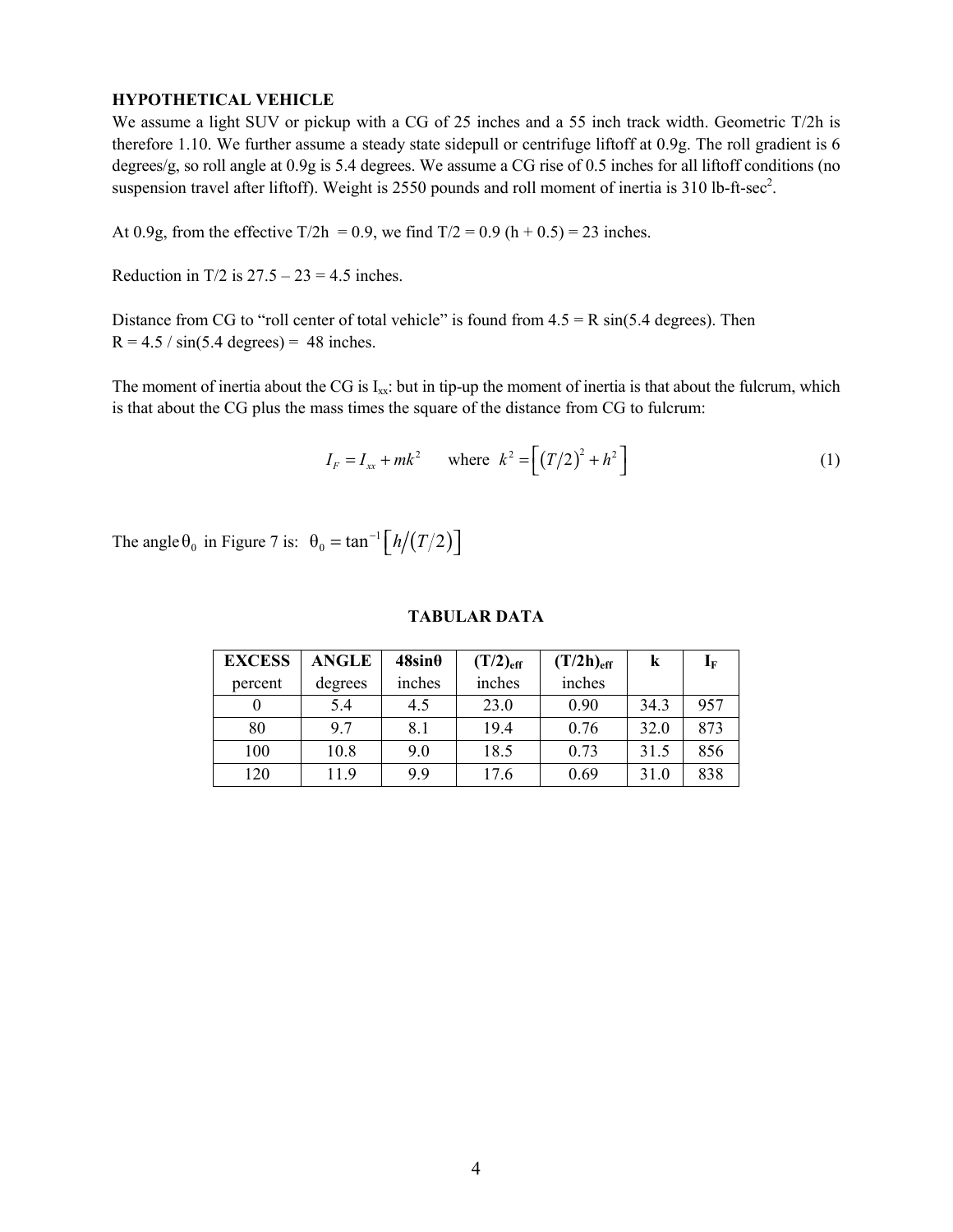**HYPOTHETICAL VEHICLE**

We assume a light SUV or pickup with a CG of 25 inches and a 55 inch track width. Geometric T/2h is therefore 1.10. We further assume a steady state sidepull or centrifuge liftoff at 0.9g. The roll gradient is 6 degrees/g, so roll angle at 0.9g is 5.4 degrees. We assume a CG rise of 0.5 inches for all liftoff conditions (no suspension travel after liftoff). Weight is 2550 pounds and roll moment of inertia is 310 lb-ft-sec$^2$.

At 0.9g, from the effective T/2h = 0.9, we find T/2 = 0.9 (h + 0.5) = 23 inches.

Reduction in T/2 is 27.5 – 23 = 4.5 inches.

Distance from CG to "roll center of total vehicle" is found from 4.5 = R sin(5.4 degrees). Then R = 4.5 / sin(5.4 degrees) = 48 inches.

The moment of inertia about the CG is $I_{xx}$: but in tip-up the moment of inertia is that about the fulcrum, which is that about the CG plus the mass times the square of the distance from CG to fulcrum:

$$I_F = I_{xx} + mk^2 \qquad \text{where } k^2 = \left[ (T/2)^2 + h^2 \right] \tag{1}$$

The angle $\theta_0$ in Figure 7 is: $\theta_0 = \tan^{-1}\left[ h/(T/2) \right]$

**TABULAR DATA**

| EXCESS percent | ANGLE degrees | 48sinθ inches | $(T/2)_{eff}$ inches | $(T/2h)_{eff}$ inches | k | $I_F$ |
|---|---|---|---|---|---|---|
| 0 | 5.4 | 4.5 | 23.0 | 0.90 | 34.3 | 957 |
| 80 | 9.7 | 8.1 | 19.4 | 0.76 | 32.0 | 873 |
| 100 | 10.8 | 9.0 | 18.5 | 0.73 | 31.5 | 856 |
| 120 | 11.9 | 9.9 | 17.6 | 0.69 | 31.0 | 838 |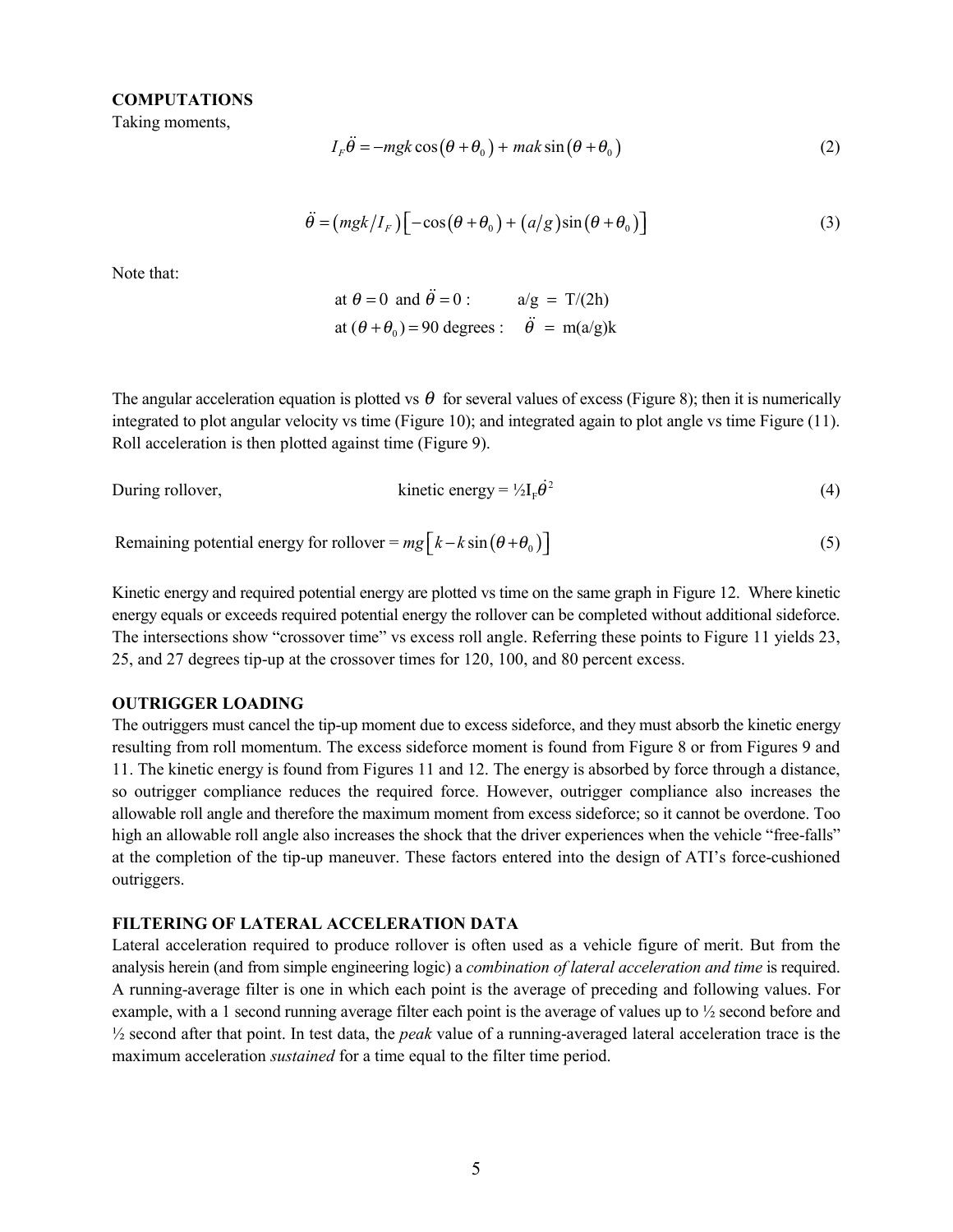**COMPUTATIONS**

Taking moments,

$$I_F\ddot{\theta} = -mgk\cos(\theta+\theta_0) + mak\sin(\theta+\theta_0) \tag{2}$$

$$\ddot{\theta} = (mgk/I_F)\left[-\cos(\theta+\theta_0) + (a/g)\sin(\theta+\theta_0)\right] \tag{3}$$

Note that:

at $\theta = 0$ and $\ddot{\theta} = 0$ : a/g = T/(2h)

at $(\theta+\theta_0) = 90$ degrees : $\ddot{\theta}$ = m(a/g)k

The angular acceleration equation is plotted vs $\theta$ for several values of excess (Figure 8); then it is numerically integrated to plot angular velocity vs time (Figure 10); and integrated again to plot angle vs time Figure (11). Roll acceleration is then plotted against time (Figure 9).

During rollover, kinetic energy = $\frac{1}{2} I_F \dot{\theta}^2$ (4)

Remaining potential energy for rollover = $mg\left[k - k\sin(\theta+\theta_0)\right]$ (5)

Kinetic energy and required potential energy are plotted vs time on the same graph in Figure 12. Where kinetic energy equals or exceeds required potential energy the rollover can be completed without additional sideforce. The intersections show "crossover time" vs excess roll angle. Referring these points to Figure 11 yields 23, 25, and 27 degrees tip-up at the crossover times for 120, 100, and 80 percent excess.

**OUTRIGGER LOADING**

The outriggers must cancel the tip-up moment due to excess sideforce, and they must absorb the kinetic energy resulting from roll momentum. The excess sideforce moment is found from Figure 8 or from Figures 9 and 11. The kinetic energy is found from Figures 11 and 12. The energy is absorbed by force through a distance, so outrigger compliance reduces the required force. However, outrigger compliance also increases the allowable roll angle and therefore the maximum moment from excess sideforce; so it cannot be overdone. Too high an allowable roll angle also increases the shock that the driver experiences when the vehicle "free-falls" at the completion of the tip-up maneuver. These factors entered into the design of ATI's force-cushioned outriggers.

**FILTERING OF LATERAL ACCELERATION DATA**

Lateral acceleration required to produce rollover is often used as a vehicle figure of merit. But from the analysis herein (and from simple engineering logic) a *combination of lateral acceleration and time* is required. A running-average filter is one in which each point is the average of preceding and following values. For example, with a 1 second running average filter each point is the average of values up to ½ second before and ½ second after that point. In test data, the *peak* value of a running-averaged lateral acceleration trace is the maximum acceleration *sustained* for a time equal to the filter time period.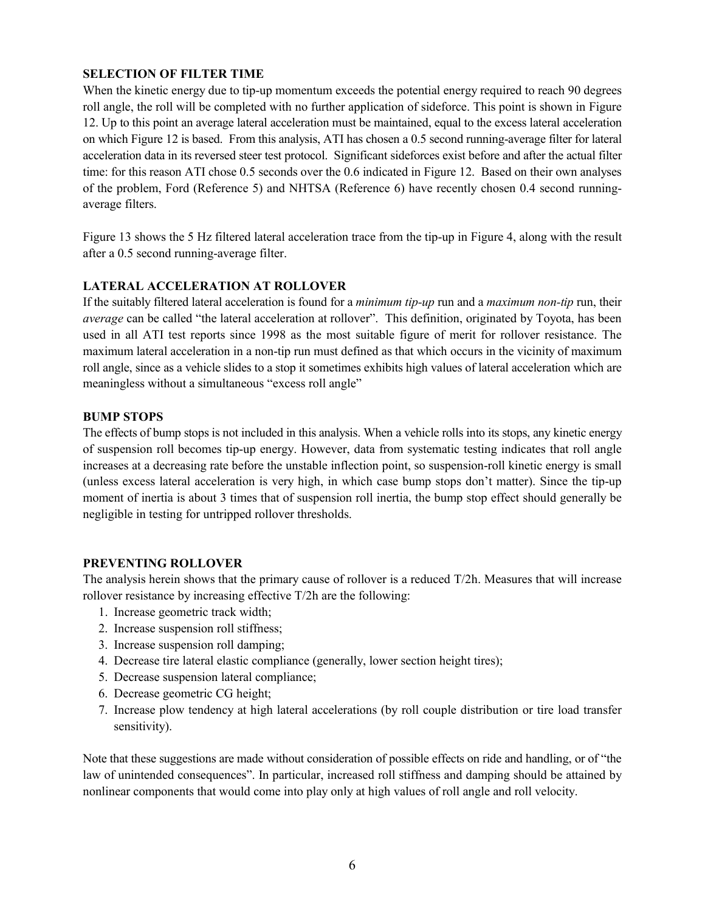## SELECTION OF FILTER TIME

When the kinetic energy due to tip-up momentum exceeds the potential energy required to reach 90 degrees roll angle, the roll will be completed with no further application of sideforce. This point is shown in Figure 12. Up to this point an average lateral acceleration must be maintained, equal to the excess lateral acceleration on which Figure 12 is based. From this analysis, ATI has chosen a 0.5 second running-average filter for lateral acceleration data in its reversed steer test protocol. Significant sideforces exist before and after the actual filter time: for this reason ATI chose 0.5 seconds over the 0.6 indicated in Figure 12. Based on their own analyses of the problem, Ford (Reference 5) and NHTSA (Reference 6) have recently chosen 0.4 second running-average filters.

Figure 13 shows the 5 Hz filtered lateral acceleration trace from the tip-up in Figure 4, along with the result after a 0.5 second running-average filter.

## LATERAL ACCELERATION AT ROLLOVER

If the suitably filtered lateral acceleration is found for a *minimum tip-up* run and a *maximum non-tip* run, their *average* can be called "the lateral acceleration at rollover". This definition, originated by Toyota, has been used in all ATI test reports since 1998 as the most suitable figure of merit for rollover resistance. The maximum lateral acceleration in a non-tip run must defined as that which occurs in the vicinity of maximum roll angle, since as a vehicle slides to a stop it sometimes exhibits high values of lateral acceleration which are meaningless without a simultaneous "excess roll angle"

## BUMP STOPS

The effects of bump stops is not included in this analysis. When a vehicle rolls into its stops, any kinetic energy of suspension roll becomes tip-up energy. However, data from systematic testing indicates that roll angle increases at a decreasing rate before the unstable inflection point, so suspension-roll kinetic energy is small (unless excess lateral acceleration is very high, in which case bump stops don't matter). Since the tip-up moment of inertia is about 3 times that of suspension roll inertia, the bump stop effect should generally be negligible in testing for untripped rollover thresholds.

## PREVENTING ROLLOVER

The analysis herein shows that the primary cause of rollover is a reduced T/2h. Measures that will increase rollover resistance by increasing effective T/2h are the following:

1. Increase geometric track width;
2. Increase suspension roll stiffness;
3. Increase suspension roll damping;
4. Decrease tire lateral elastic compliance (generally, lower section height tires);
5. Decrease suspension lateral compliance;
6. Decrease geometric CG height;
7. Increase plow tendency at high lateral accelerations (by roll couple distribution or tire load transfer sensitivity).

Note that these suggestions are made without consideration of possible effects on ride and handling, or of "the law of unintended consequences". In particular, increased roll stiffness and damping should be attained by nonlinear components that would come into play only at high values of roll angle and roll velocity.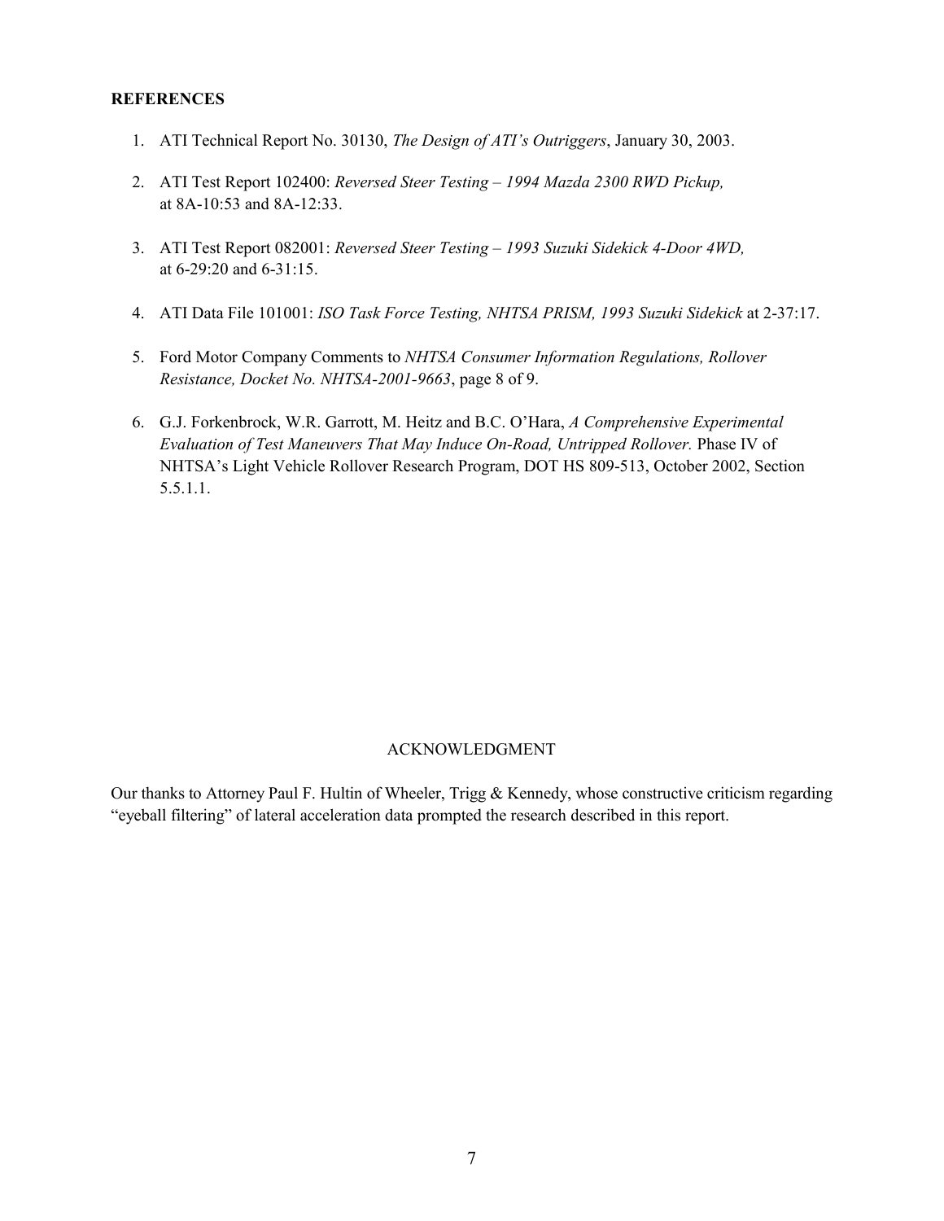**REFERENCES**

1. ATI Technical Report No. 30130, *The Design of ATI's Outriggers*, January 30, 2003.

2. ATI Test Report 102400: *Reversed Steer Testing – 1994 Mazda 2300 RWD Pickup,* at 8A-10:53 and 8A-12:33.

3. ATI Test Report 082001: *Reversed Steer Testing – 1993 Suzuki Sidekick 4-Door 4WD,* at 6-29:20 and 6-31:15.

4. ATI Data File 101001: *ISO Task Force Testing, NHTSA PRISM, 1993 Suzuki Sidekick* at 2-37:17.

5. Ford Motor Company Comments to *NHTSA Consumer Information Regulations, Rollover Resistance, Docket No. NHTSA-2001-9663*, page 8 of 9.

6. G.J. Forkenbrock, W.R. Garrott, M. Heitz and B.C. O'Hara, *A Comprehensive Experimental Evaluation of Test Maneuvers That May Induce On-Road, Untripped Rollover.* Phase IV of NHTSA's Light Vehicle Rollover Research Program, DOT HS 809-513, October 2002, Section 5.5.1.1.

ACKNOWLEDGMENT

Our thanks to Attorney Paul F. Hultin of Wheeler, Trigg & Kennedy, whose constructive criticism regarding "eyeball filtering" of lateral acceleration data prompted the research described in this report.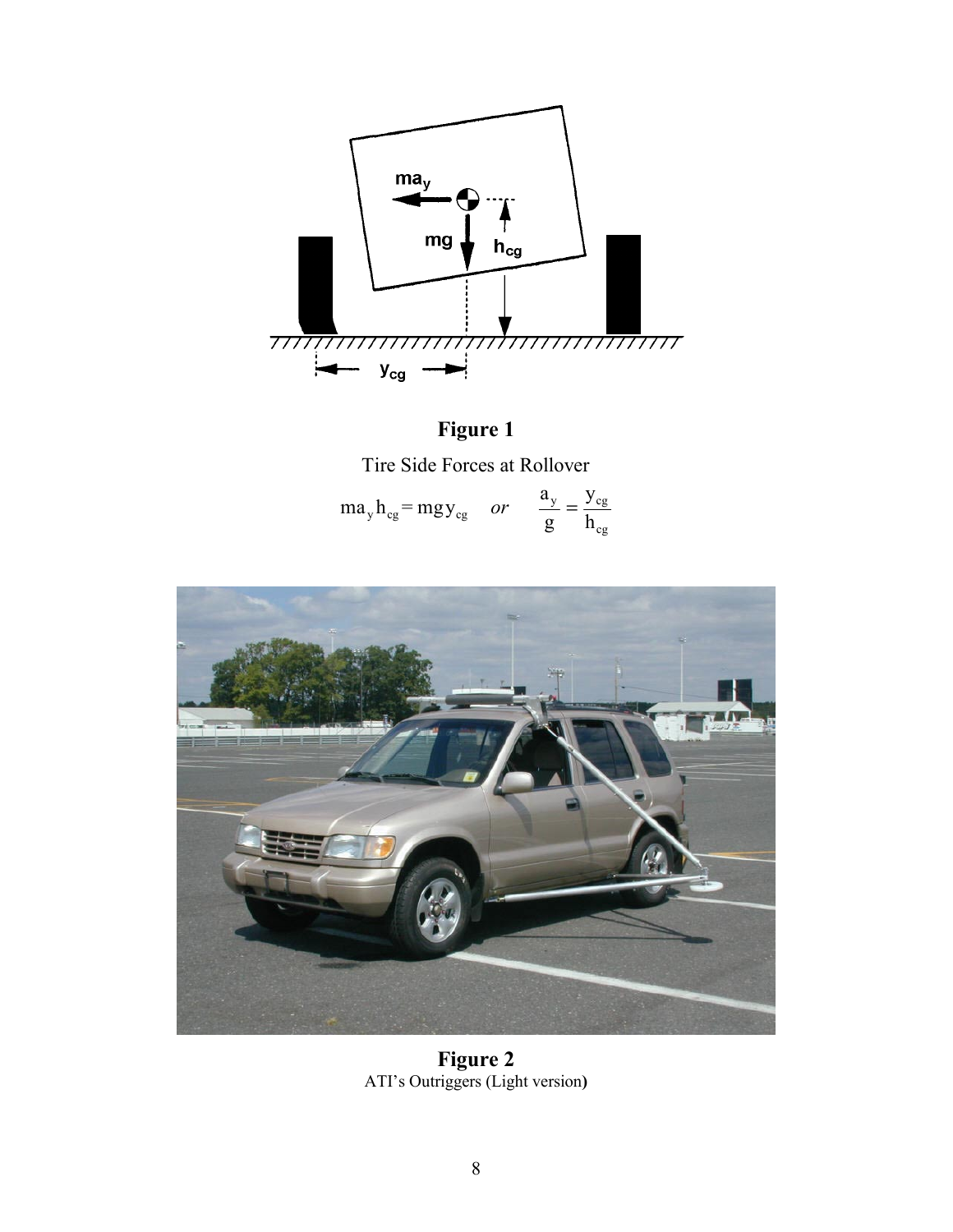**Figure 1**

Tire Side Forces at Rollover

$$ma_y h_{cg} = mgy_{cg} \quad or \quad \frac{a_y}{g} = \frac{y_{cg}}{h_{cg}}$$

**Figure 2**
ATI's Outriggers (Light version**)**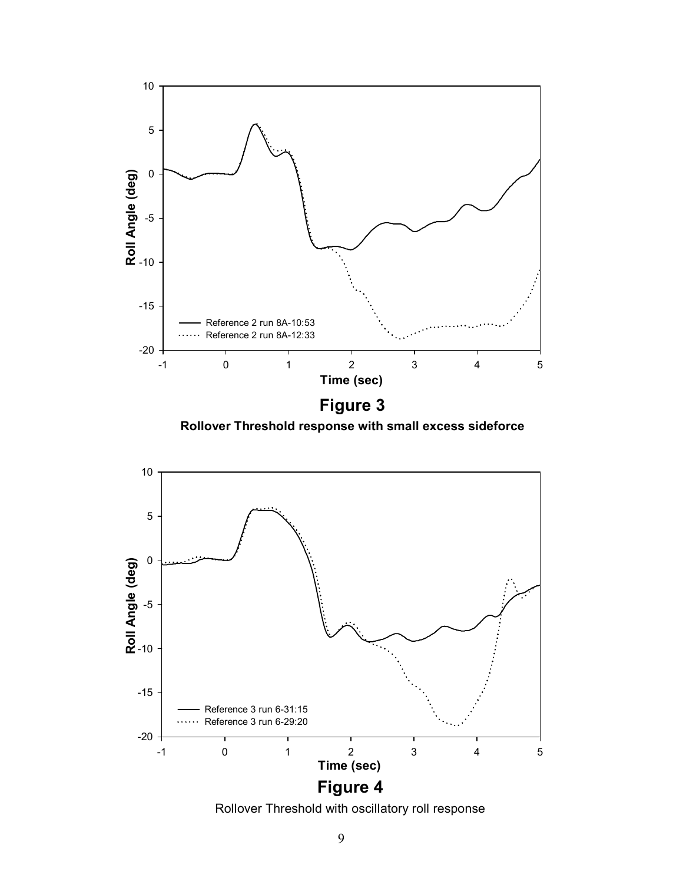**Figure 3**

**Rollover Threshold response with small excess sideforce**

**Figure 4**

Rollover Threshold with oscillatory roll response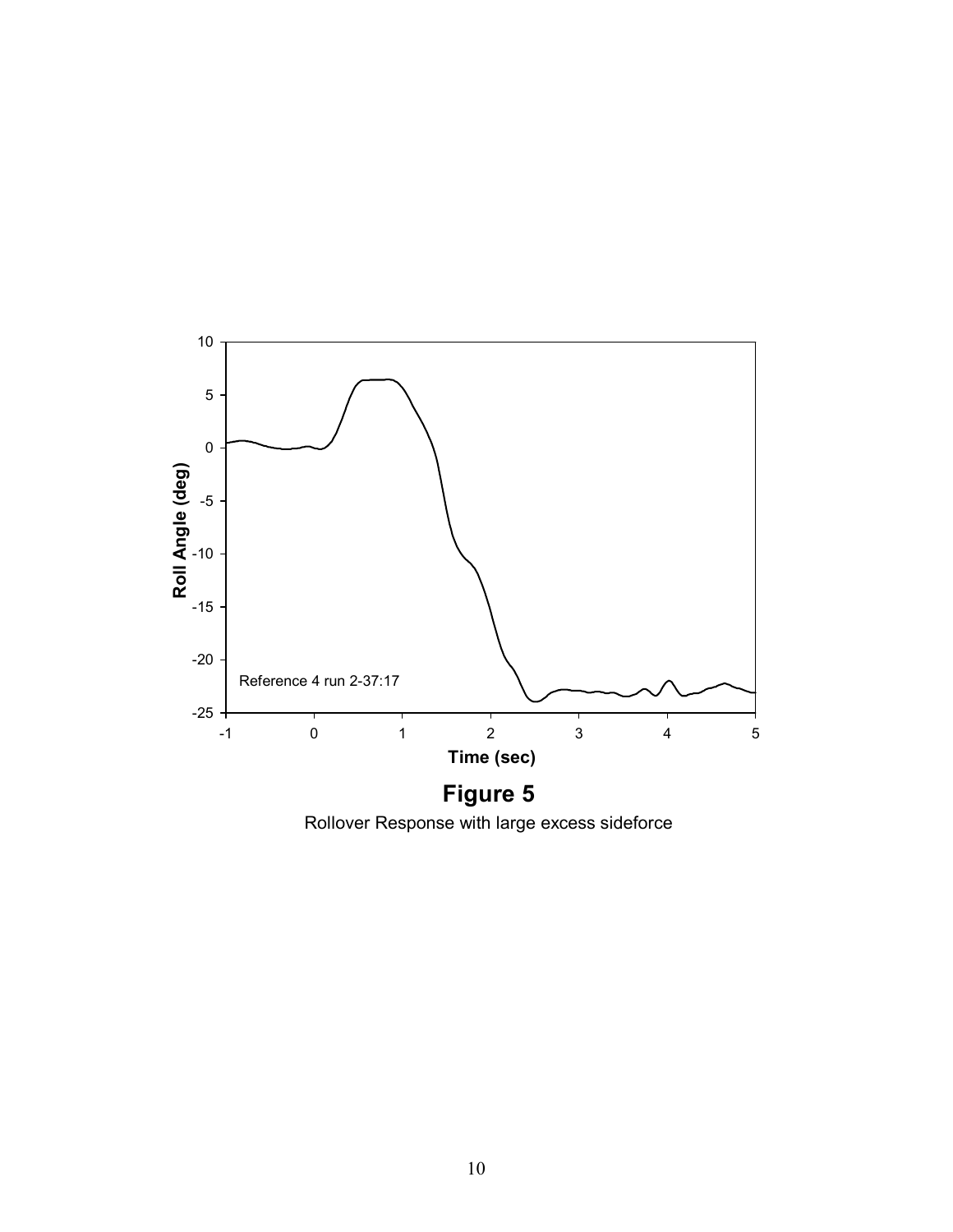**Figure 5**

Rollover Response with large excess sideforce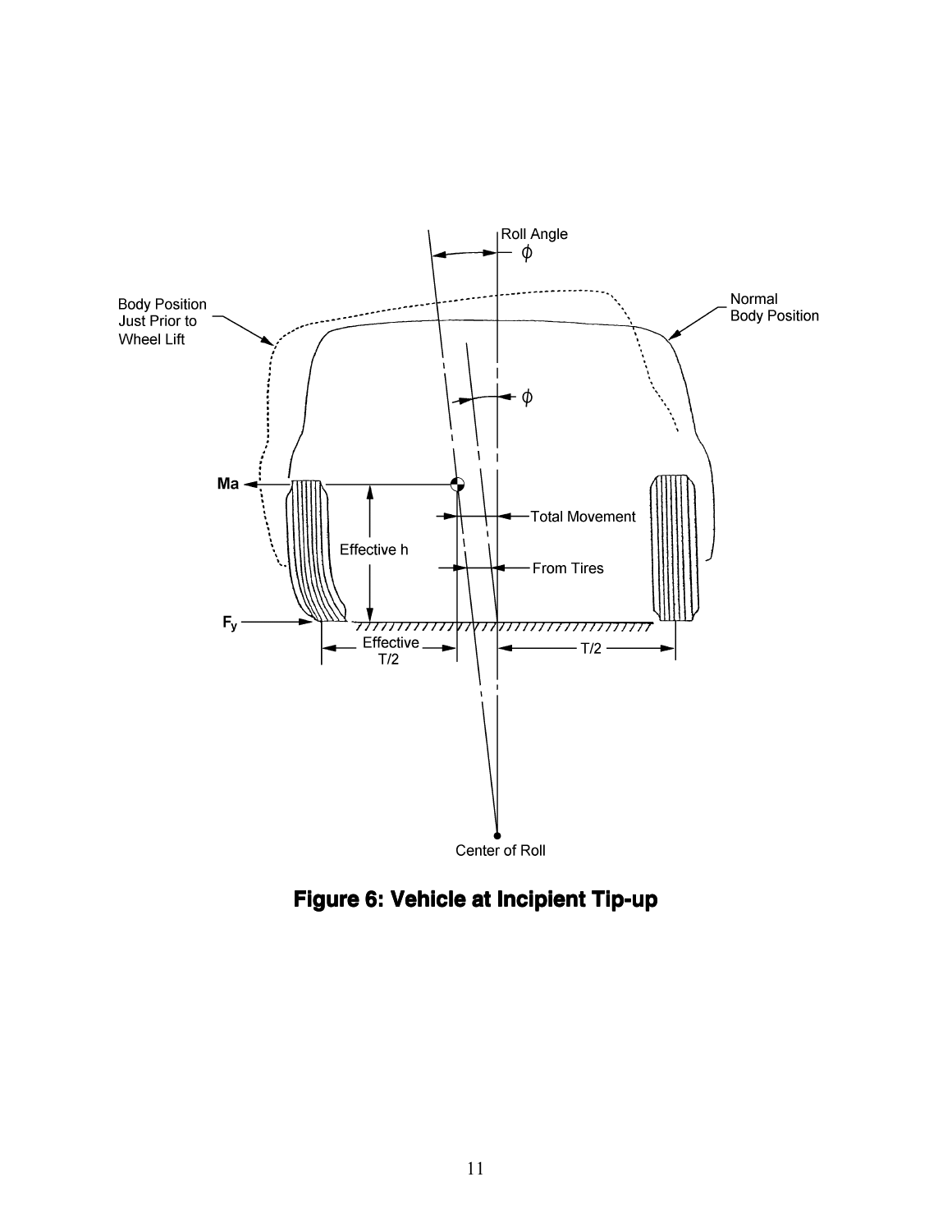**Figure 6: Vehicle at Incipient Tip-up**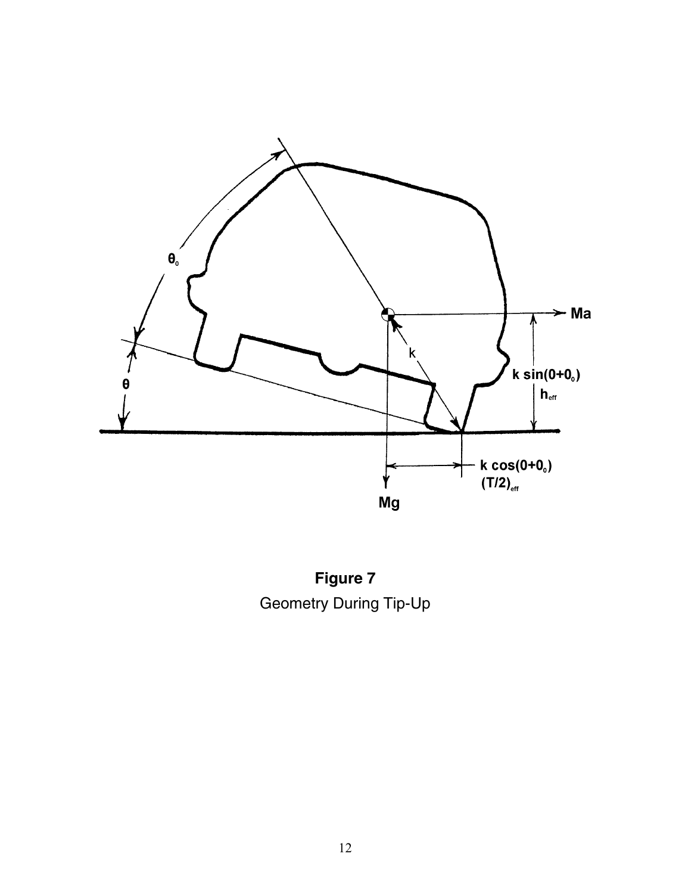**Figure 7**

Geometry During Tip-Up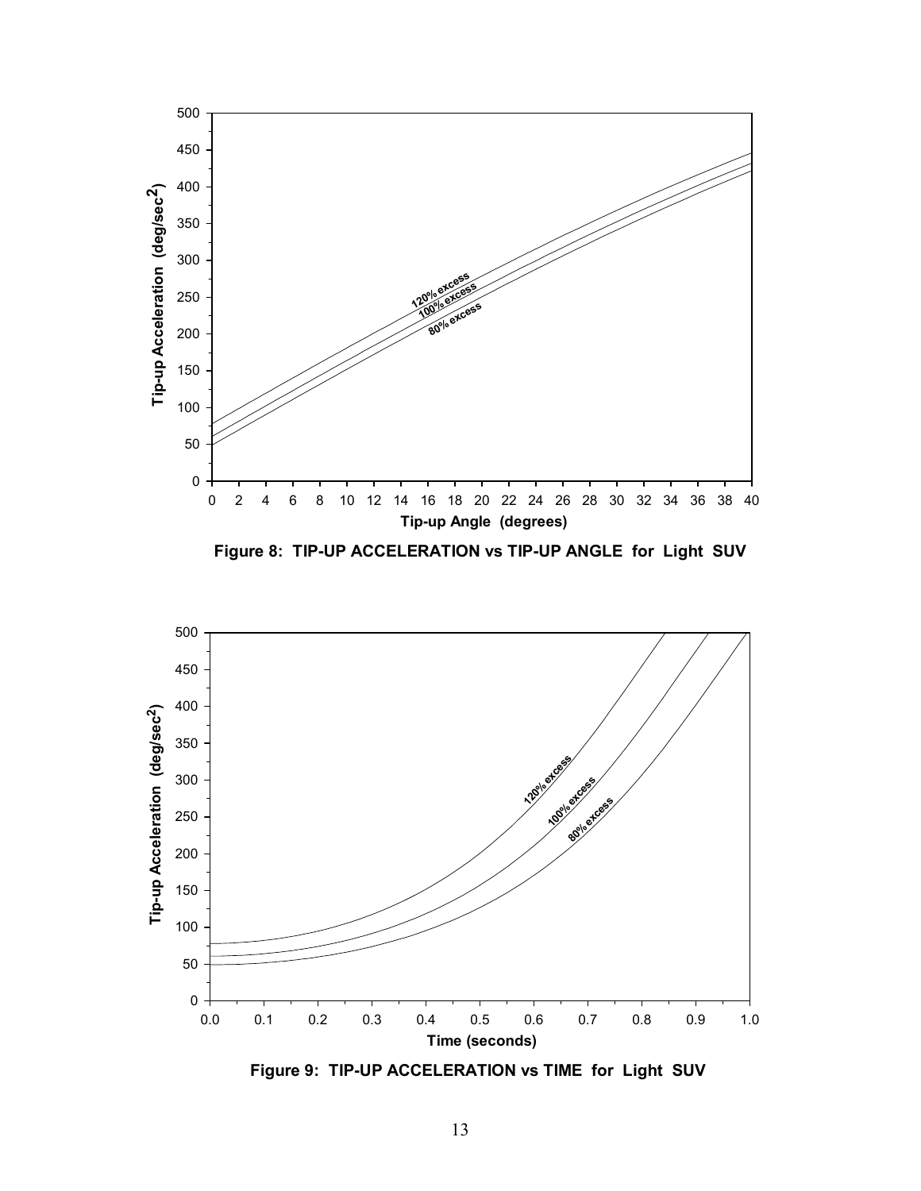Figure 8: TIP-UP ACCELERATION vs TIP-UP ANGLE for Light SUV

Figure 9: TIP-UP ACCELERATION vs TIME for Light SUV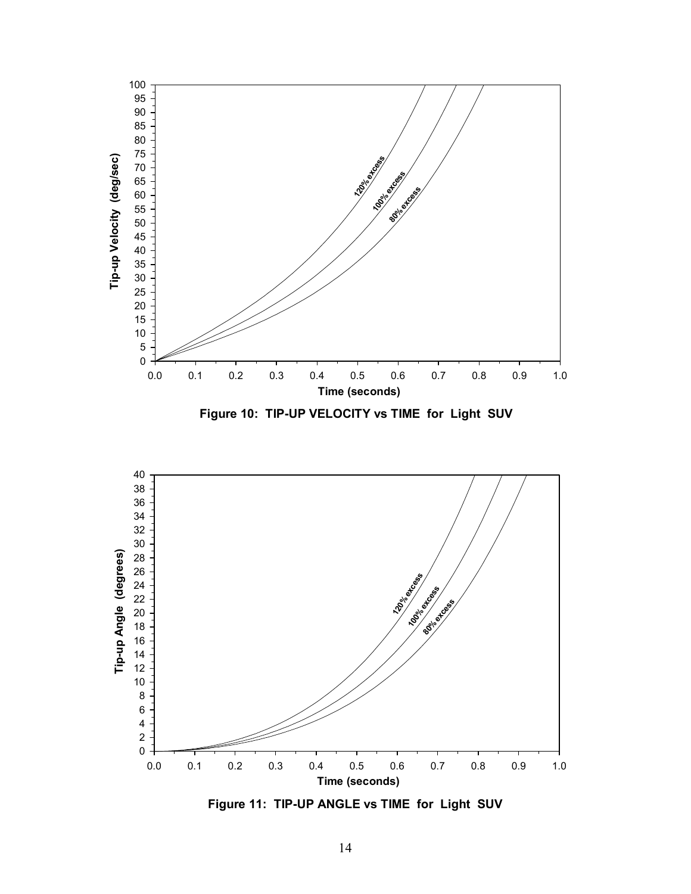Figure 10: TIP-UP VELOCITY vs TIME for Light SUV

Figure 11: TIP-UP ANGLE vs TIME for Light SUV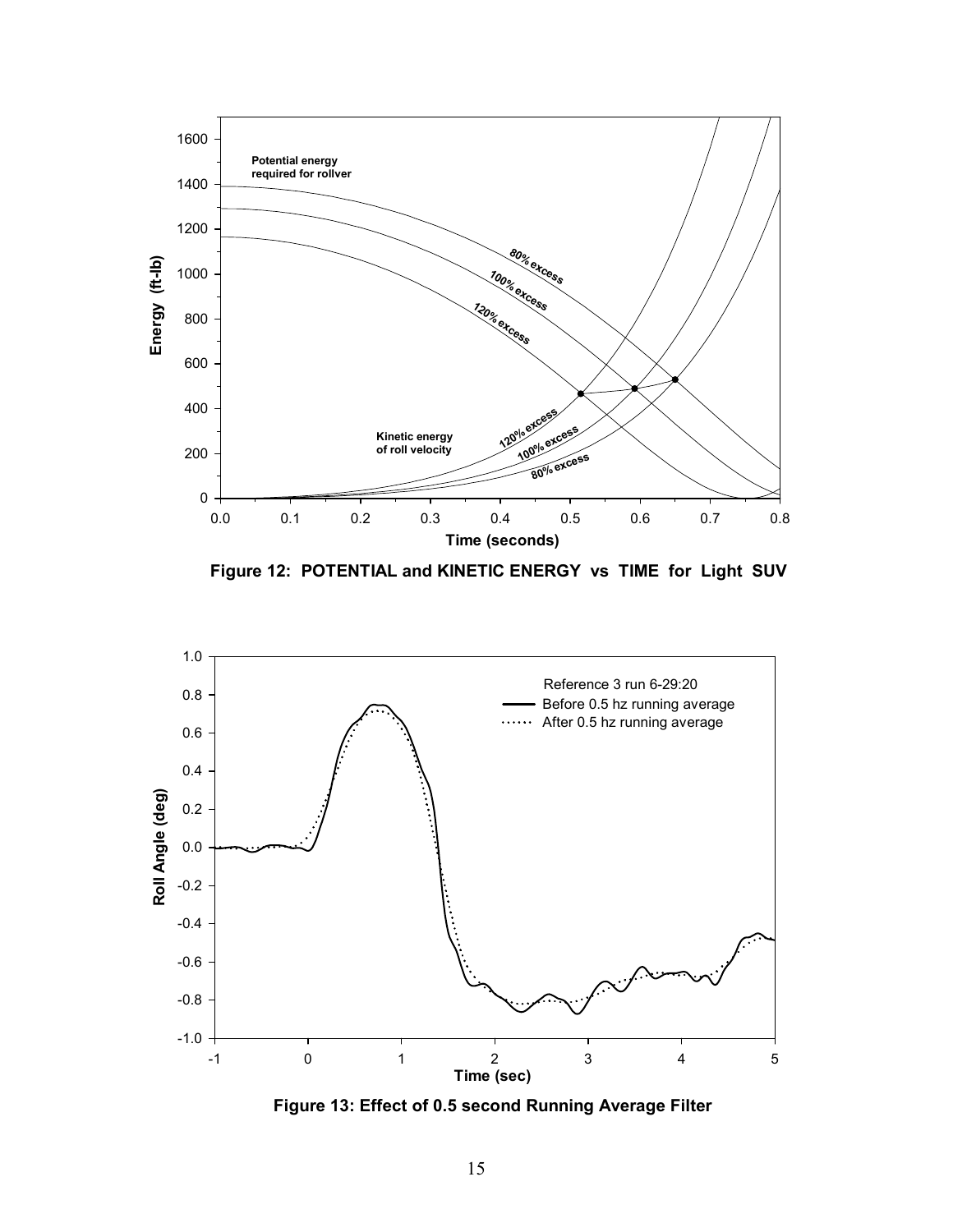Potential energy required for rollver

80% excess

100% excess

120% excess

Kinetic energy of roll velocity

120% excess

100% excess

80% excess

Energy (ft-lb)

0
200
400
600
800
1000
1200
1400
1600

Time (seconds)

0.0
0.1
0.2
0.3
0.4
0.5
0.6
0.7
0.8

**Figure 12: POTENTIAL and KINETIC ENERGY vs TIME for Light SUV**

Reference 3 run 6-29:20

Before 0.5 hz running average

After 0.5 hz running average

Roll Angle (deg)

-1.0
-0.8
-0.6
-0.4
-0.2
0.0
0.2
0.4
0.6
0.8
1.0

Time (sec)

-1
0
1
2
3
4
5

**Figure 13: Effect of 0.5 second Running Average Filter**